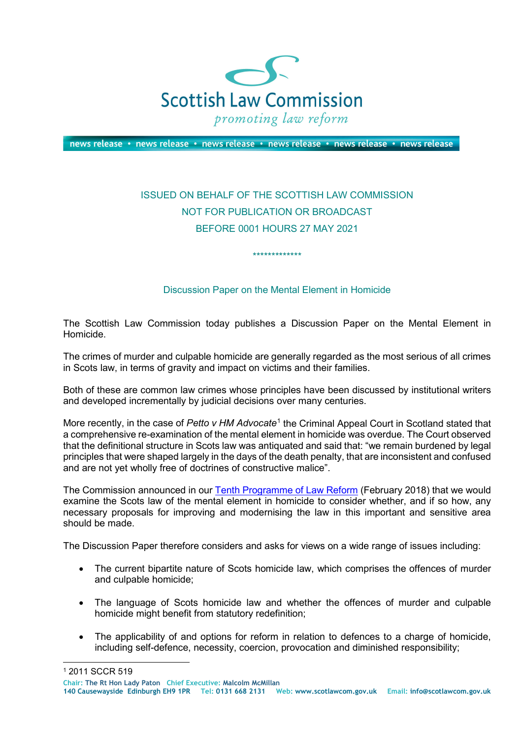# Scottish Law Commission

*promoting law reform*

news release • news release • news release • news release • news release • news release

ISSUED ON BEHALF OF THE SCOTTISH LAW COMMISSION
NOT FOR PUBLICATION OR BROADCAST
BEFORE 0001 HOURS 27 MAY 2021

*************

## Discussion Paper on the Mental Element in Homicide

The Scottish Law Commission today publishes a Discussion Paper on the Mental Element in Homicide.

The crimes of murder and culpable homicide are generally regarded as the most serious of all crimes in Scots law, in terms of gravity and impact on victims and their families.

Both of these are common law crimes whose principles have been discussed by institutional writers and developed incrementally by judicial decisions over many centuries.

More recently, in the case of *Petto v HM Advocate*[1] the Criminal Appeal Court in Scotland stated that a comprehensive re-examination of the mental element in homicide was overdue. The Court observed that the definitional structure in Scots law was antiquated and said that: "we remain burdened by legal principles that were shaped largely in the days of the death penalty, that are inconsistent and confused and are not yet wholly free of doctrines of constructive malice".

The Commission announced in our [Tenth Programme of Law Reform] (February 2018) that we would examine the Scots law of the mental element in homicide to consider whether, and if so how, any necessary proposals for improving and modernising the law in this important and sensitive area should be made.

The Discussion Paper therefore considers and asks for views on a wide range of issues including:

- The current bipartite nature of Scots homicide law, which comprises the offences of murder and culpable homicide;
- The language of Scots homicide law and whether the offences of murder and culpable homicide might benefit from statutory redefinition;
- The applicability of and options for reform in relation to defences to a charge of homicide, including self-defence, necessity, coercion, provocation and diminished responsibility;

[1] 2011 SCCR 519

Chair: The Rt Hon Lady Paton   Chief Executive: Malcolm McMillan
140 Causewayside Edinburgh EH9 1PR   Tel: 0131 668 2131   Web: www.scotlawcom.gov.uk   Email: info@scotlawcom.gov.uk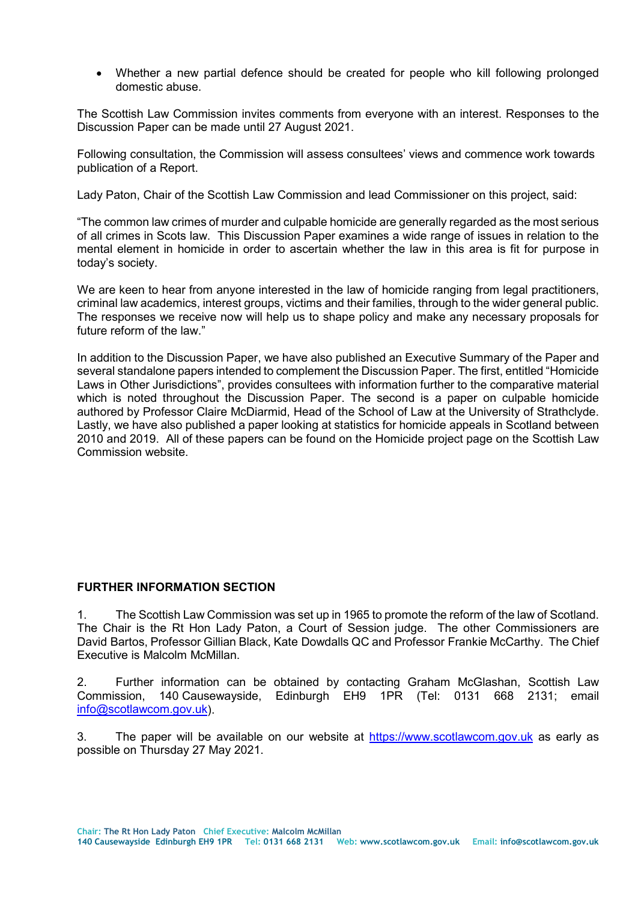- Whether a new partial defence should be created for people who kill following prolonged domestic abuse.

The Scottish Law Commission invites comments from everyone with an interest. Responses to the Discussion Paper can be made until 27 August 2021.

Following consultation, the Commission will assess consultees' views and commence work towards publication of a Report.

Lady Paton, Chair of the Scottish Law Commission and lead Commissioner on this project, said:

"The common law crimes of murder and culpable homicide are generally regarded as the most serious of all crimes in Scots law. This Discussion Paper examines a wide range of issues in relation to the mental element in homicide in order to ascertain whether the law in this area is fit for purpose in today's society.

We are keen to hear from anyone interested in the law of homicide ranging from legal practitioners, criminal law academics, interest groups, victims and their families, through to the wider general public. The responses we receive now will help us to shape policy and make any necessary proposals for future reform of the law."

In addition to the Discussion Paper, we have also published an Executive Summary of the Paper and several standalone papers intended to complement the Discussion Paper. The first, entitled "Homicide Laws in Other Jurisdictions", provides consultees with information further to the comparative material which is noted throughout the Discussion Paper. The second is a paper on culpable homicide authored by Professor Claire McDiarmid, Head of the School of Law at the University of Strathclyde. Lastly, we have also published a paper looking at statistics for homicide appeals in Scotland between 2010 and 2019. All of these papers can be found on the Homicide project page on the Scottish Law Commission website.

**FURTHER INFORMATION SECTION**

1. The Scottish Law Commission was set up in 1965 to promote the reform of the law of Scotland. The Chair is the Rt Hon Lady Paton, a Court of Session judge. The other Commissioners are David Bartos, Professor Gillian Black, Kate Dowdalls QC and Professor Frankie McCarthy. The Chief Executive is Malcolm McMillan.

2. Further information can be obtained by contacting Graham McGlashan, Scottish Law Commission, 140 Causewayside, Edinburgh EH9 1PR (Tel: 0131 668 2131; email info@scotlawcom.gov.uk).

3. The paper will be available on our website at https://www.scotlawcom.gov.uk as early as possible on Thursday 27 May 2021.